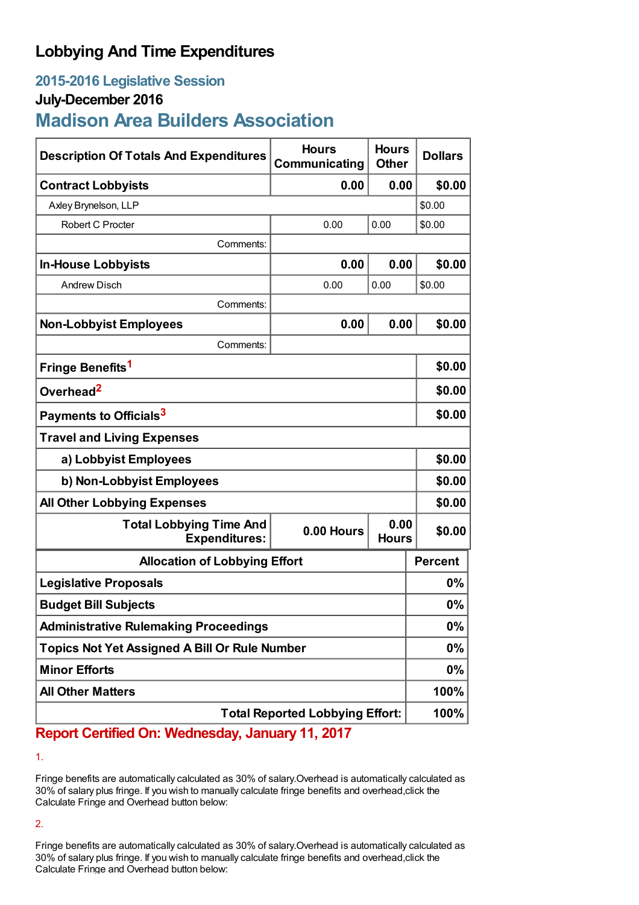# Lobbying And Time Expenditures

## 2015-2016 Legislative Session

### July-December 2016

## Madison Area Builders Association

| Description Of Totals And Expenditures | Hours Communicating | Hours Other | Dollars |
|---|---|---|---|
| **Contract Lobbyists** | **0.00** | **0.00** | **$0.00** |
| Axley Brynelson, LLP | | | $0.00 |
| Robert C Procter | 0.00 | 0.00 | $0.00 |
| Comments: | | | |
| **In-House Lobbyists** | **0.00** | **0.00** | **$0.00** |
| Andrew Disch | 0.00 | 0.00 | $0.00 |
| Comments: | | | |
| **Non-Lobbyist Employees** | **0.00** | **0.00** | **$0.00** |
| Comments: | | | |
| **Fringe Benefits**[1] | | | **$0.00** |
| **Overhead**[2] | | | **$0.00** |
| **Payments to Officials**[3] | | | **$0.00** |
| **Travel and Living Expenses** | | | |
| **a) Lobbyist Employees** | | | **$0.00** |
| **b) Non-Lobbyist Employees** | | | **$0.00** |
| **All Other Lobbying Expenses** | | | **$0.00** |
| **Total Lobbying Time And Expenditures:** | **0.00 Hours** | **0.00 Hours** | **$0.00** |

| Allocation of Lobbying Effort | Percent |
|---|---|
| **Legislative Proposals** | **0%** |
| **Budget Bill Subjects** | **0%** |
| **Administrative Rulemaking Proceedings** | **0%** |
| **Topics Not Yet Assigned A Bill Or Rule Number** | **0%** |
| **Minor Efforts** | **0%** |
| **All Other Matters** | **100%** |
| **Total Reported Lobbying Effort:** | **100%** |

**Report Certified On: Wednesday, January 11, 2017**

1.

Fringe benefits are automatically calculated as 30% of salary.Overhead is automatically calculated as 30% of salary plus fringe. If you wish to manually calculate fringe benefits and overhead,click the Calculate Fringe and Overhead button below:

2.

Fringe benefits are automatically calculated as 30% of salary.Overhead is automatically calculated as 30% of salary plus fringe. If you wish to manually calculate fringe benefits and overhead,click the Calculate Fringe and Overhead button below: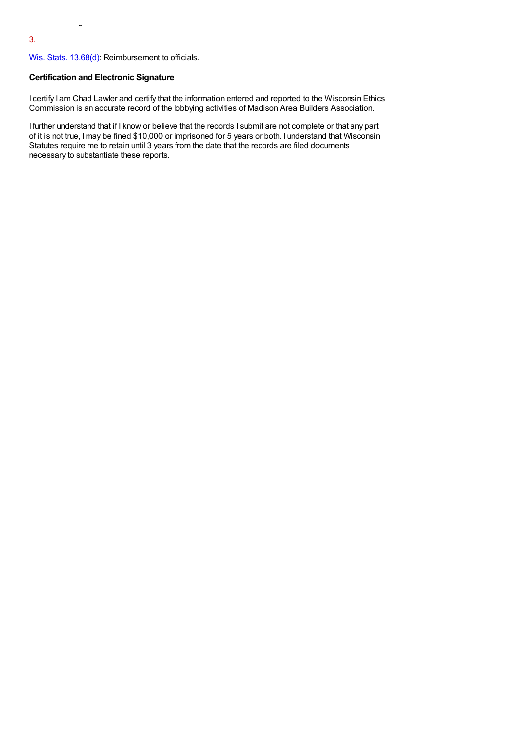3.

Wis. Stats. 13.68(d): Reimbursement to officials.

**Certification and Electronic Signature**

I certify I am Chad Lawler and certify that the information entered and reported to the Wisconsin Ethics Commission is an accurate record of the lobbying activities of Madison Area Builders Association.

I further understand that if I know or believe that the records I submit are not complete or that any part of it is not true, I may be fined $10,000 or imprisoned for 5 years or both. I understand that Wisconsin Statutes require me to retain until 3 years from the date that the records are filed documents necessary to substantiate these reports.